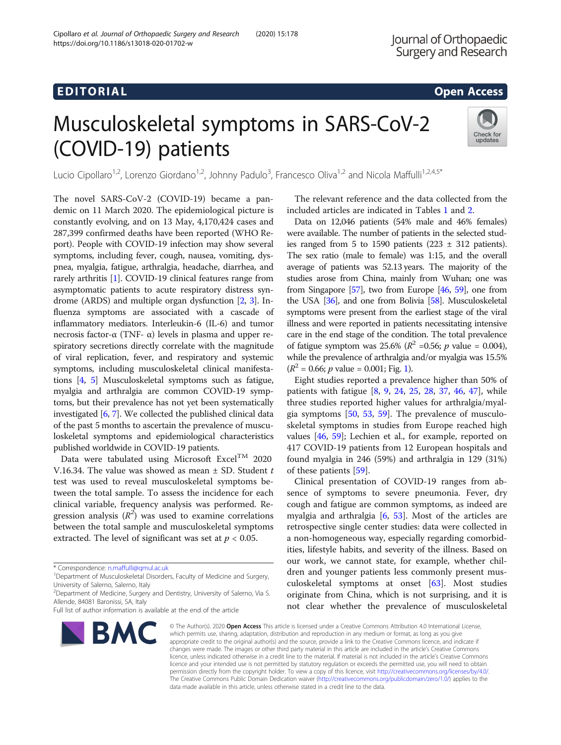EDITORIAL

Open Access

# Musculoskeletal symptoms in SARS-CoV-2 (COVID-19) patients

Lucio Cipollaro[1,2], Lorenzo Giordano[1,2], Johnny Padulo[3], Francesco Oliva[1,2] and Nicola Maffulli[1,2,4,5*]

The novel SARS-CoV-2 (COVID-19) became a pandemic on 11 March 2020. The epidemiological picture is constantly evolving, and on 13 May, 4,170,424 cases and 287,399 confirmed deaths have been reported (WHO Report). People with COVID-19 infection may show several symptoms, including fever, cough, nausea, vomiting, dyspnea, myalgia, fatigue, arthralgia, headache, diarrhea, and rarely arthritis [1]. COVID-19 clinical features range from asymptomatic patients to acute respiratory distress syndrome (ARDS) and multiple organ dysfunction [2, 3]. Influenza symptoms are associated with a cascade of inflammatory mediators. Interleukin-6 (IL-6) and tumor necrosis factor-α (TNF- α) levels in plasma and upper respiratory secretions directly correlate with the magnitude of viral replication, fever, and respiratory and systemic symptoms, including musculoskeletal clinical manifestations [4, 5] Musculoskeletal symptoms such as fatigue, myalgia and arthralgia are common COVID-19 symptoms, but their prevalence has not yet been systematically investigated [6, 7]. We collected the published clinical data of the past 5 months to ascertain the prevalence of musculoskeletal symptoms and epidemiological characteristics published worldwide in COVID-19 patients.

Data were tabulated using Microsoft Excel™ 2020 V.16.34. The value was showed as mean ± SD. Student *t* test was used to reveal musculoskeletal symptoms between the total sample. To assess the incidence for each clinical variable, frequency analysis was performed. Regression analysis ($R^2$) was used to examine correlations between the total sample and musculoskeletal symptoms extracted. The level of significant was set at $p < 0.05$.

The relevant reference and the data collected from the included articles are indicated in Tables 1 and 2.

Data on 12,046 patients (54% male and 46% females) were available. The number of patients in the selected studies ranged from 5 to 1590 patients (223 ± 312 patients). The sex ratio (male to female) was 1:15, and the overall average of patients was 52.13 years. The majority of the studies arose from China, mainly from Wuhan; one was from Singapore [57], two from Europe [46, 59], one from the USA [36], and one from Bolivia [58]. Musculoskeletal symptoms were present from the earliest stage of the viral illness and were reported in patients necessitating intensive care in the end stage of the condition. The total prevalence of fatigue symptom was 25.6% ($R^2$ =0.56; *p* value = 0.004), while the prevalence of arthralgia and/or myalgia was 15.5% ($R^2$ = 0.66; *p* value = 0.001; Fig. 1).

Eight studies reported a prevalence higher than 50% of patients with fatigue [8, 9, 24, 25, 28, 37, 46, 47], while three studies reported higher values for arthralgia/myalgia symptoms [50, 53, 59]. The prevalence of musculoskeletal symptoms in studies from Europe reached high values [46, 59]; Lechien et al., for example, reported on 417 COVID-19 patients from 12 European hospitals and found myalgia in 246 (59%) and arthralgia in 129 (31%) of these patients [59].

Clinical presentation of COVID-19 ranges from absence of symptoms to severe pneumonia. Fever, dry cough and fatigue are common symptoms, as indeed are myalgia and arthralgia [6, 53]. Most of the articles are retrospective single center studies: data were collected in a non-homogeneous way, especially regarding comorbidities, lifestyle habits, and severity of the illness. Based on our work, we cannot state, for example, whether children and younger patients less commonly present musculoskeletal symptoms at onset [63]. Most studies originate from China, which is not surprising, and it is not clear whether the prevalence of musculoskeletal

* Correspondence: n.maffulli@qmul.ac.uk
[1]Department of Musculoskeletal Disorders, Faculty of Medicine and Surgery, University of Salerno, Salerno, Italy
[2]Department of Medicine, Surgery and Dentistry, University of Salerno, Via S. Allende, 84081 Baronissi, SA, Italy
Full list of author information is available at the end of the article

© The Author(s). 2020 **Open Access** This article is licensed under a Creative Commons Attribution 4.0 International License, which permits use, sharing, adaptation, distribution and reproduction in any medium or format, as long as you give appropriate credit to the original author(s) and the source, provide a link to the Creative Commons licence, and indicate if changes were made. The images or other third party material in this article are included in the article's Creative Commons licence, unless indicated otherwise in a credit line to the material. If material is not included in the article's Creative Commons licence and your intended use is not permitted by statutory regulation or exceeds the permitted use, you will need to obtain permission directly from the copyright holder. To view a copy of this licence, visit http://creativecommons.org/licenses/by/4.0/. The Creative Commons Public Domain Dedication waiver (http://creativecommons.org/publicdomain/zero/1.0/) applies to the data made available in this article, unless otherwise stated in a credit line to the data.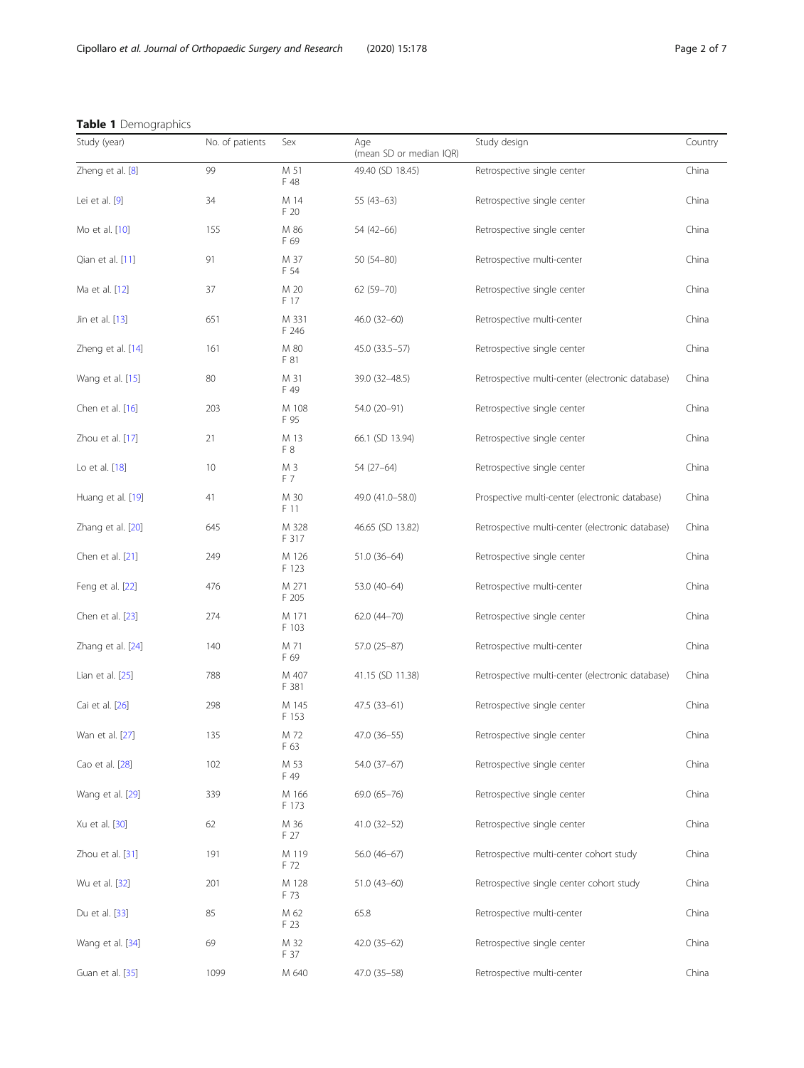**Table 1** Demographics

| Study (year) | No. of patients | Sex | Age (mean SD or median IQR) | Study design | Country |
|---|---|---|---|---|---|
| Zheng et al. [8] | 99 | M 51<br>F 48 | 49.40 (SD 18.45) | Retrospective single center | China |
| Lei et al. [9] | 34 | M 14<br>F 20 | 55 (43–63) | Retrospective single center | China |
| Mo et al. [10] | 155 | M 86<br>F 69 | 54 (42–66) | Retrospective single center | China |
| Qian et al. [11] | 91 | M 37<br>F 54 | 50 (54–80) | Retrospective multi-center | China |
| Ma et al. [12] | 37 | M 20<br>F 17 | 62 (59–70) | Retrospective single center | China |
| Jin et al. [13] | 651 | M 331<br>F 246 | 46.0 (32–60) | Retrospective multi-center | China |
| Zheng et al. [14] | 161 | M 80<br>F 81 | 45.0 (33.5–57) | Retrospective single center | China |
| Wang et al. [15] | 80 | M 31<br>F 49 | 39.0 (32–48.5) | Retrospective multi-center (electronic database) | China |
| Chen et al. [16] | 203 | M 108<br>F 95 | 54.0 (20–91) | Retrospective single center | China |
| Zhou et al. [17] | 21 | M 13<br>F 8 | 66.1 (SD 13.94) | Retrospective single center | China |
| Lo et al. [18] | 10 | M 3<br>F 7 | 54 (27–64) | Retrospective single center | China |
| Huang et al. [19] | 41 | M 30<br>F 11 | 49.0 (41.0–58.0) | Prospective multi-center (electronic database) | China |
| Zhang et al. [20] | 645 | M 328<br>F 317 | 46.65 (SD 13.82) | Retrospective multi-center (electronic database) | China |
| Chen et al. [21] | 249 | M 126<br>F 123 | 51.0 (36–64) | Retrospective single center | China |
| Feng et al. [22] | 476 | M 271<br>F 205 | 53.0 (40–64) | Retrospective multi-center | China |
| Chen et al. [23] | 274 | M 171<br>F 103 | 62.0 (44–70) | Retrospective single center | China |
| Zhang et al. [24] | 140 | M 71<br>F 69 | 57.0 (25–87) | Retrospective multi-center | China |
| Lian et al. [25] | 788 | M 407<br>F 381 | 41.15 (SD 11.38) | Retrospective multi-center (electronic database) | China |
| Cai et al. [26] | 298 | M 145<br>F 153 | 47.5 (33–61) | Retrospective single center | China |
| Wan et al. [27] | 135 | M 72<br>F 63 | 47.0 (36–55) | Retrospective single center | China |
| Cao et al. [28] | 102 | M 53<br>F 49 | 54.0 (37–67) | Retrospective single center | China |
| Wang et al. [29] | 339 | M 166<br>F 173 | 69.0 (65–76) | Retrospective single center | China |
| Xu et al. [30] | 62 | M 36<br>F 27 | 41.0 (32–52) | Retrospective single center | China |
| Zhou et al. [31] | 191 | M 119<br>F 72 | 56.0 (46–67) | Retrospective multi-center cohort study | China |
| Wu et al. [32] | 201 | M 128<br>F 73 | 51.0 (43–60) | Retrospective single center cohort study | China |
| Du et al. [33] | 85 | M 62<br>F 23 | 65.8 | Retrospective multi-center | China |
| Wang et al. [34] | 69 | M 32<br>F 37 | 42.0 (35–62) | Retrospective single center | China |
| Guan et al. [35] | 1099 | M 640 | 47.0 (35–58) | Retrospective multi-center | China |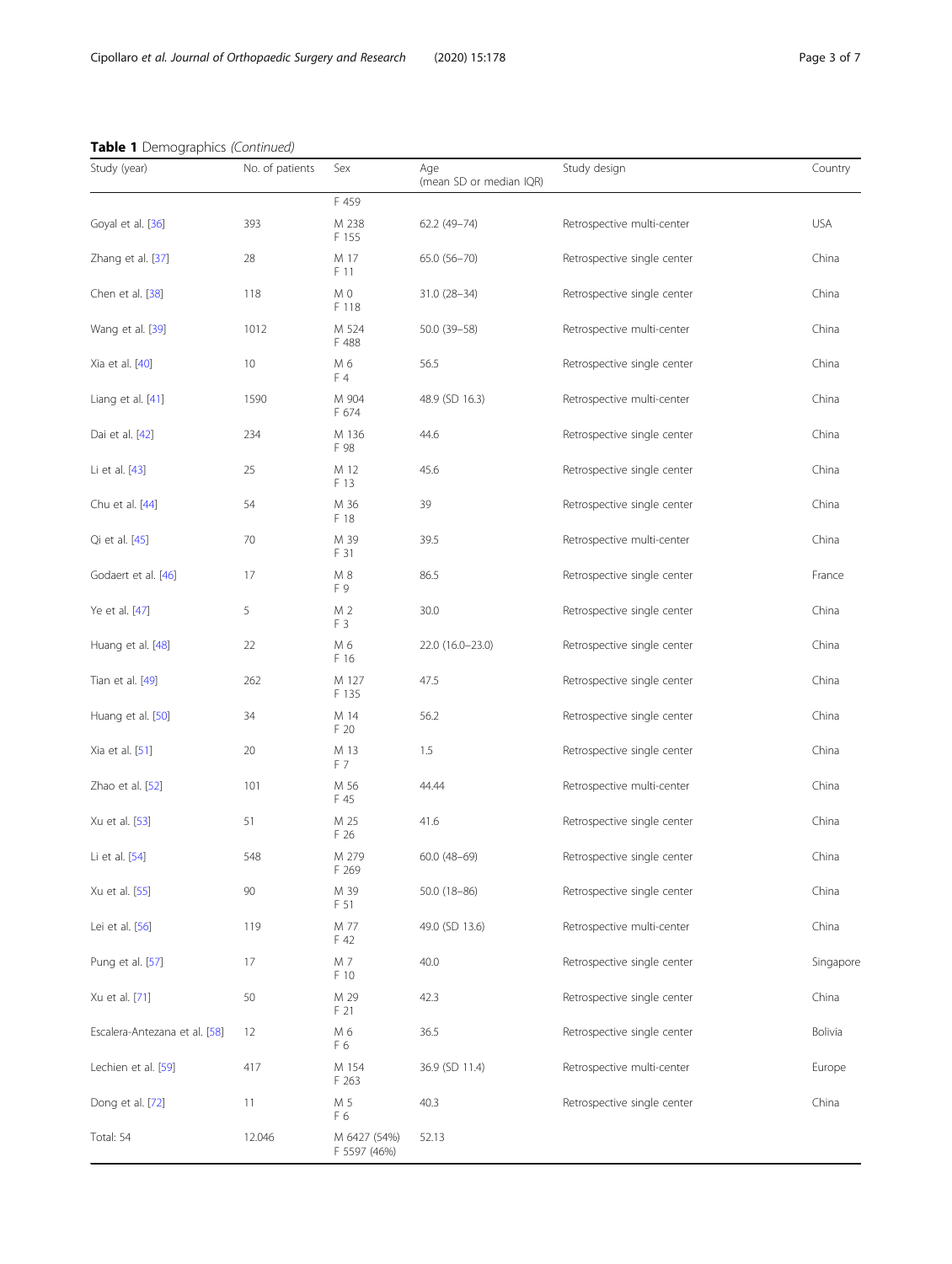**Table 1** Demographics *(Continued)*

| Study (year) | No. of patients | Sex | Age (mean SD or median IQR) | Study design | Country |
|---|---|---|---|---|---|
| | | F 459 | | | |
| Goyal et al. [36] | 393 | M 238<br>F 155 | 62.2 (49–74) | Retrospective multi-center | USA |
| Zhang et al. [37] | 28 | M 17<br>F 11 | 65.0 (56–70) | Retrospective single center | China |
| Chen et al. [38] | 118 | M 0<br>F 118 | 31.0 (28–34) | Retrospective single center | China |
| Wang et al. [39] | 1012 | M 524<br>F 488 | 50.0 (39–58) | Retrospective multi-center | China |
| Xia et al. [40] | 10 | M 6<br>F 4 | 56.5 | Retrospective single center | China |
| Liang et al. [41] | 1590 | M 904<br>F 674 | 48.9 (SD 16.3) | Retrospective multi-center | China |
| Dai et al. [42] | 234 | M 136<br>F 98 | 44.6 | Retrospective single center | China |
| Li et al. [43] | 25 | M 12<br>F 13 | 45.6 | Retrospective single center | China |
| Chu et al. [44] | 54 | M 36<br>F 18 | 39 | Retrospective single center | China |
| Qi et al. [45] | 70 | M 39<br>F 31 | 39.5 | Retrospective multi-center | China |
| Godaert et al. [46] | 17 | M 8<br>F 9 | 86.5 | Retrospective single center | France |
| Ye et al. [47] | 5 | M 2<br>F 3 | 30.0 | Retrospective single center | China |
| Huang et al. [48] | 22 | M 6<br>F 16 | 22.0 (16.0–23.0) | Retrospective single center | China |
| Tian et al. [49] | 262 | M 127<br>F 135 | 47.5 | Retrospective single center | China |
| Huang et al. [50] | 34 | M 14<br>F 20 | 56.2 | Retrospective single center | China |
| Xia et al. [51] | 20 | M 13<br>F 7 | 1.5 | Retrospective single center | China |
| Zhao et al. [52] | 101 | M 56<br>F 45 | 44.44 | Retrospective multi-center | China |
| Xu et al. [53] | 51 | M 25<br>F 26 | 41.6 | Retrospective single center | China |
| Li et al. [54] | 548 | M 279<br>F 269 | 60.0 (48–69) | Retrospective single center | China |
| Xu et al. [55] | 90 | M 39<br>F 51 | 50.0 (18–86) | Retrospective single center | China |
| Lei et al. [56] | 119 | M 77<br>F 42 | 49.0 (SD 13.6) | Retrospective multi-center | China |
| Pung et al. [57] | 17 | M 7<br>F 10 | 40.0 | Retrospective single center | Singapore |
| Xu et al. [71] | 50 | M 29<br>F 21 | 42.3 | Retrospective single center | China |
| Escalera-Antezana et al. [58] | 12 | M 6<br>F 6 | 36.5 | Retrospective single center | Bolivia |
| Lechien et al. [59] | 417 | M 154<br>F 263 | 36.9 (SD 11.4) | Retrospective multi-center | Europe |
| Dong et al. [72] | 11 | M 5<br>F 6 | 40.3 | Retrospective single center | China |
| Total: 54 | 12.046 | M 6427 (54%)<br>F 5597 (46%) | 52.13 | | |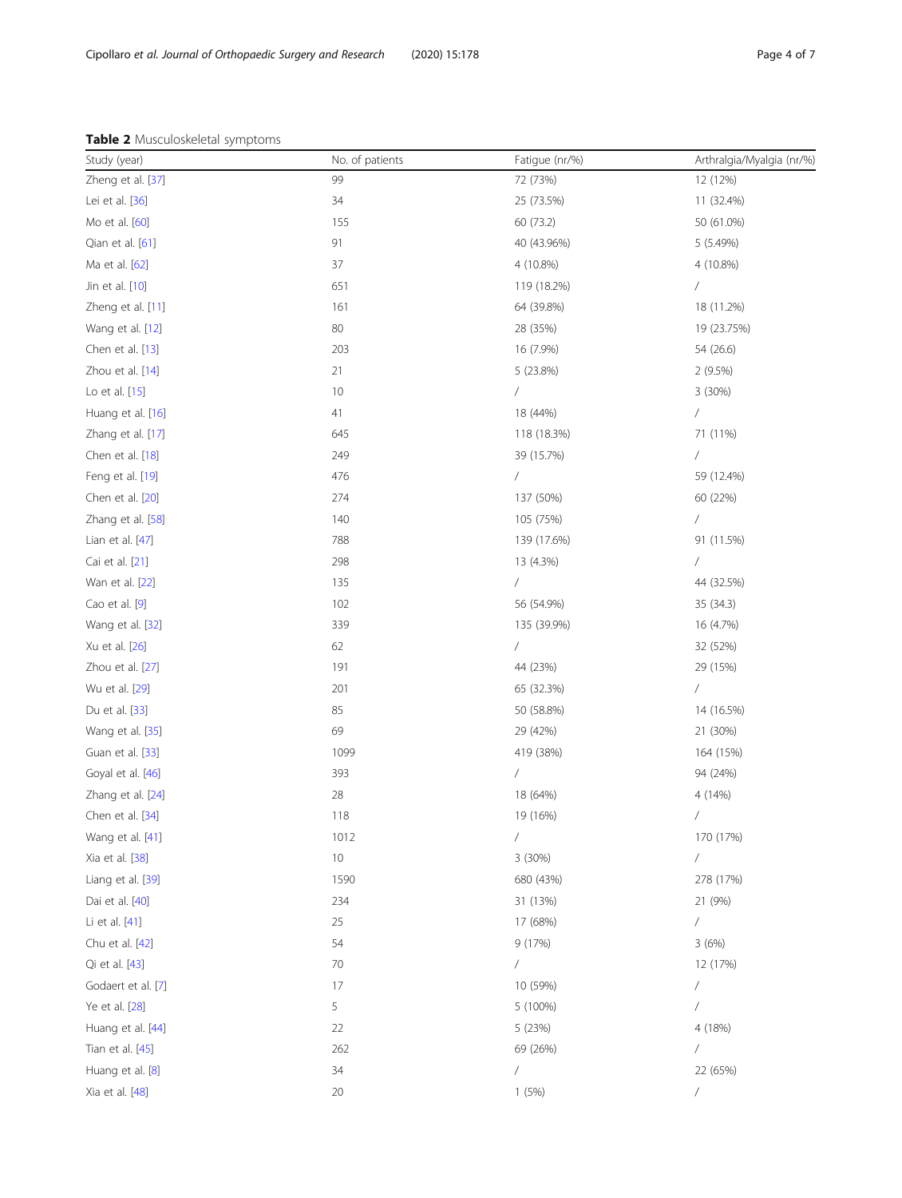**Table 2** Musculoskeletal symptoms

| Study (year) | No. of patients | Fatigue (nr/%) | Arthralgia/Myalgia (nr/%) |
|---|---|---|---|
| Zheng et al. [37] | 99 | 72 (73%) | 12 (12%) |
| Lei et al. [36] | 34 | 25 (73.5%) | 11 (32.4%) |
| Mo et al. [60] | 155 | 60 (73.2) | 50 (61.0%) |
| Qian et al. [61] | 91 | 40 (43.96%) | 5 (5.49%) |
| Ma et al. [62] | 37 | 4 (10.8%) | 4 (10.8%) |
| Jin et al. [10] | 651 | 119 (18.2%) | / |
| Zheng et al. [11] | 161 | 64 (39.8%) | 18 (11.2%) |
| Wang et al. [12] | 80 | 28 (35%) | 19 (23.75%) |
| Chen et al. [13] | 203 | 16 (7.9%) | 54 (26.6) |
| Zhou et al. [14] | 21 | 5 (23.8%) | 2 (9.5%) |
| Lo et al. [15] | 10 | / | 3 (30%) |
| Huang et al. [16] | 41 | 18 (44%) | / |
| Zhang et al. [17] | 645 | 118 (18.3%) | 71 (11%) |
| Chen et al. [18] | 249 | 39 (15.7%) | / |
| Feng et al. [19] | 476 | / | 59 (12.4%) |
| Chen et al. [20] | 274 | 137 (50%) | 60 (22%) |
| Zhang et al. [58] | 140 | 105 (75%) | / |
| Lian et al. [47] | 788 | 139 (17.6%) | 91 (11.5%) |
| Cai et al. [21] | 298 | 13 (4.3%) | / |
| Wan et al. [22] | 135 | / | 44 (32.5%) |
| Cao et al. [9] | 102 | 56 (54.9%) | 35 (34.3) |
| Wang et al. [32] | 339 | 135 (39.9%) | 16 (4.7%) |
| Xu et al. [26] | 62 | / | 32 (52%) |
| Zhou et al. [27] | 191 | 44 (23%) | 29 (15%) |
| Wu et al. [29] | 201 | 65 (32.3%) | / |
| Du et al. [33] | 85 | 50 (58.8%) | 14 (16.5%) |
| Wang et al. [35] | 69 | 29 (42%) | 21 (30%) |
| Guan et al. [33] | 1099 | 419 (38%) | 164 (15%) |
| Goyal et al. [46] | 393 | / | 94 (24%) |
| Zhang et al. [24] | 28 | 18 (64%) | 4 (14%) |
| Chen et al. [34] | 118 | 19 (16%) | / |
| Wang et al. [41] | 1012 | / | 170 (17%) |
| Xia et al. [38] | 10 | 3 (30%) | / |
| Liang et al. [39] | 1590 | 680 (43%) | 278 (17%) |
| Dai et al. [40] | 234 | 31 (13%) | 21 (9%) |
| Li et al. [41] | 25 | 17 (68%) | / |
| Chu et al. [42] | 54 | 9 (17%) | 3 (6%) |
| Qi et al. [43] | 70 | / | 12 (17%) |
| Godaert et al. [7] | 17 | 10 (59%) | / |
| Ye et al. [28] | 5 | 5 (100%) | / |
| Huang et al. [44] | 22 | 5 (23%) | 4 (18%) |
| Tian et al. [45] | 262 | 69 (26%) | / |
| Huang et al. [8] | 34 | / | 22 (65%) |
| Xia et al. [48] | 20 | 1 (5%) | / |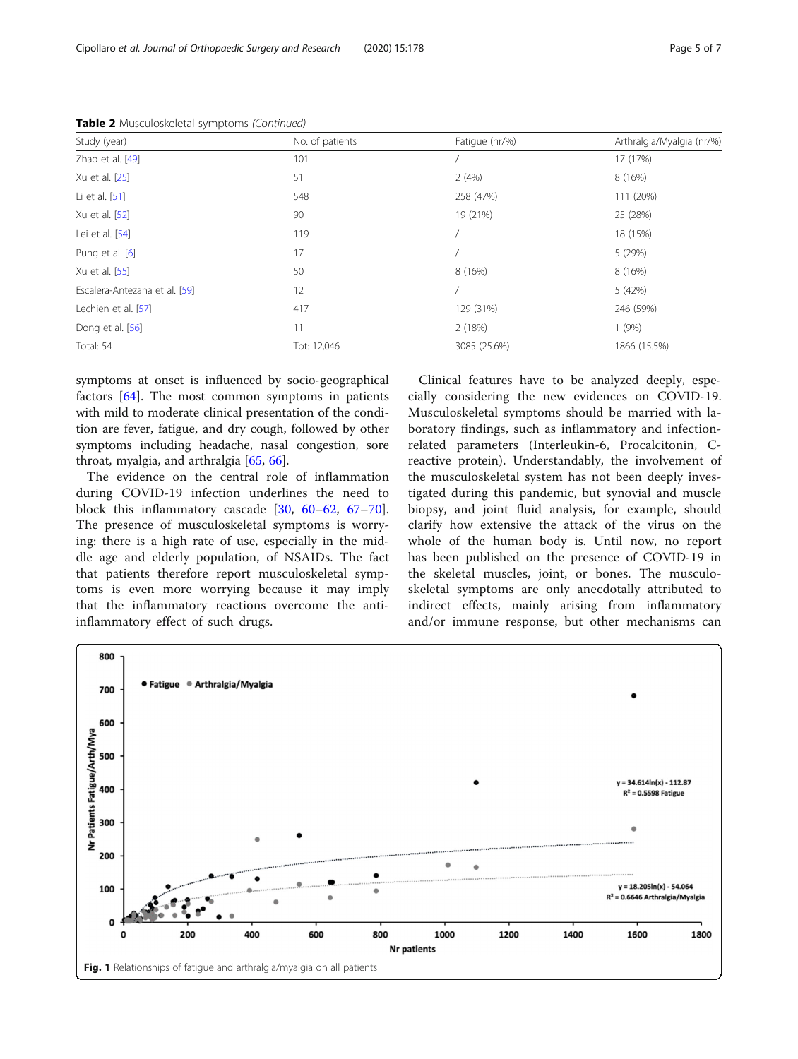**Table 2** Musculoskeletal symptoms *(Continued)*

| Study (year) | No. of patients | Fatigue (nr/%) | Arthralgia/Myalgia (nr/%) |
|---|---|---|---|
| Zhao et al. [49] | 101 | / | 17 (17%) |
| Xu et al. [25] | 51 | 2 (4%) | 8 (16%) |
| Li et al. [51] | 548 | 258 (47%) | 111 (20%) |
| Xu et al. [52] | 90 | 19 (21%) | 25 (28%) |
| Lei et al. [54] | 119 | / | 18 (15%) |
| Pung et al. [6] | 17 | / | 5 (29%) |
| Xu et al. [55] | 50 | 8 (16%) | 8 (16%) |
| Escalera-Antezana et al. [59] | 12 | / | 5 (42%) |
| Lechien et al. [57] | 417 | 129 (31%) | 246 (59%) |
| Dong et al. [56] | 11 | 2 (18%) | 1 (9%) |
| Total: 54 | Tot: 12,046 | 3085 (25.6%) | 1866 (15.5%) |

symptoms at onset is influenced by socio-geographical factors [64]. The most common symptoms in patients with mild to moderate clinical presentation of the condition are fever, fatigue, and dry cough, followed by other symptoms including headache, nasal congestion, sore throat, myalgia, and arthralgia [65, 66].

The evidence on the central role of inflammation during COVID-19 infection underlines the need to block this inflammatory cascade [30, 60–62, 67–70]. The presence of musculoskeletal symptoms is worrying: there is a high rate of use, especially in the middle age and elderly population, of NSAIDs. The fact that patients therefore report musculoskeletal symptoms is even more worrying because it may imply that the inflammatory reactions overcome the anti-inflammatory effect of such drugs.

Clinical features have to be analyzed deeply, especially considering the new evidences on COVID-19. Musculoskeletal symptoms should be married with laboratory findings, such as inflammatory and infection-related parameters (Interleukin-6, Procalcitonin, C-reactive protein). Understandably, the involvement of the musculoskeletal system has not been deeply investigated during this pandemic, but synovial and muscle biopsy, and joint fluid analysis, for example, should clarify how extensive the attack of the virus on the whole of the human body is. Until now, no report has been published on the presence of COVID-19 in the skeletal muscles, joint, or bones. The musculoskeletal symptoms are only anecdotally attributed to indirect effects, mainly arising from inflammatory and/or immune response, but other mechanisms can

**Fig. 1** Relationships of fatigue and arthralgia/myalgia on all patients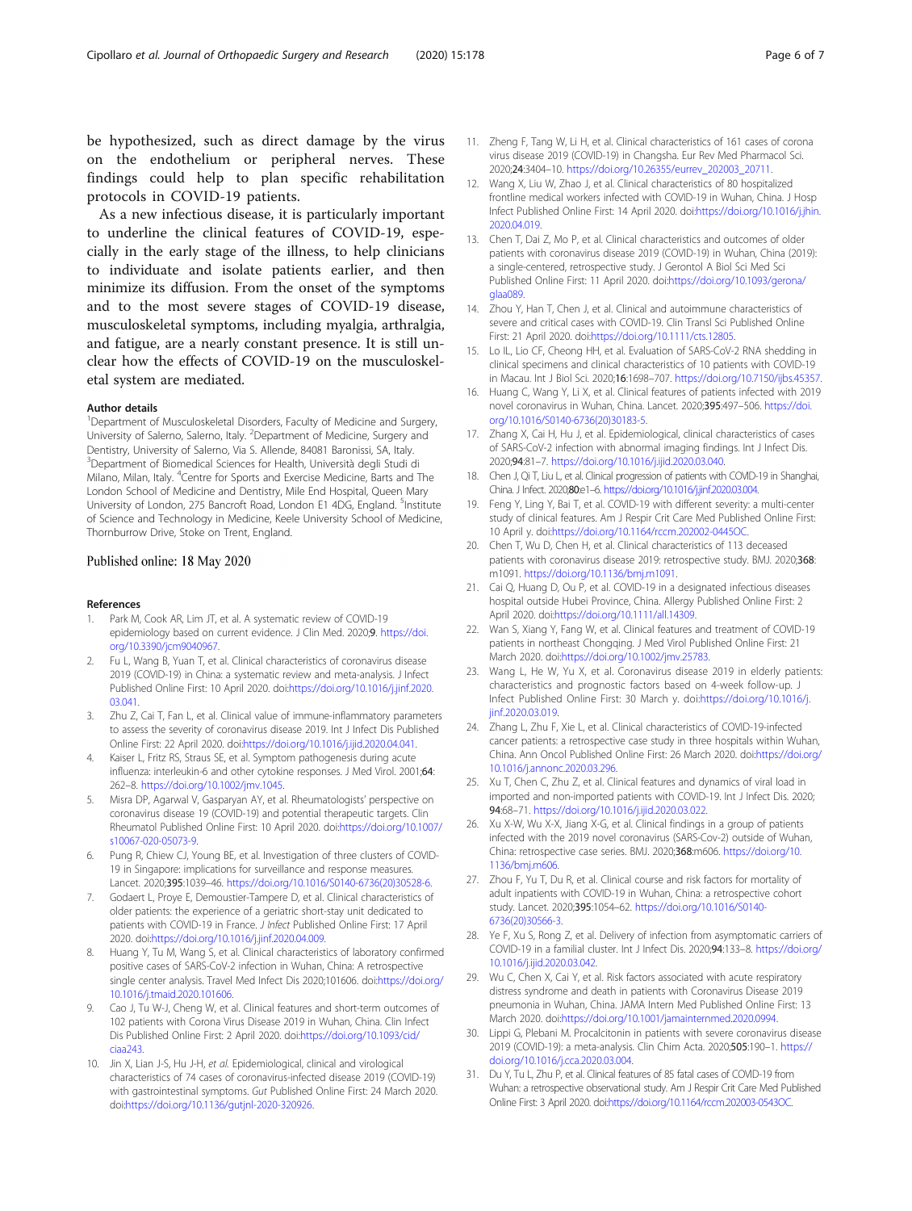be hypothesized, such as direct damage by the virus on the endothelium or peripheral nerves. These findings could help to plan specific rehabilitation protocols in COVID-19 patients.

As a new infectious disease, it is particularly important to underline the clinical features of COVID-19, especially in the early stage of the illness, to help clinicians to individuate and isolate patients earlier, and then minimize its diffusion. From the onset of the symptoms and to the most severe stages of COVID-19 disease, musculoskeletal symptoms, including myalgia, arthralgia, and fatigue, are a nearly constant presence. It is still unclear how the effects of COVID-19 on the musculoskeletal system are mediated.

#### Author details

[1]Department of Musculoskeletal Disorders, Faculty of Medicine and Surgery, University of Salerno, Salerno, Italy. [2]Department of Medicine, Surgery and Dentistry, University of Salerno, Via S. Allende, 84081 Baronissi, SA, Italy. [3]Department of Biomedical Sciences for Health, Università degli Studi di Milano, Milan, Italy. [4]Centre for Sports and Exercise Medicine, Barts and The London School of Medicine and Dentistry, Mile End Hospital, Queen Mary University of London, 275 Bancroft Road, London E1 4DG, England. [5]Institute of Science and Technology in Medicine, Keele University School of Medicine, Thornburrow Drive, Stoke on Trent, England.

Published online: 18 May 2020

#### References

1. Park M, Cook AR, Lim JT, et al. A systematic review of COVID-19 epidemiology based on current evidence. J Clin Med. 2020;**9**. https://doi.org/10.3390/jcm9040967.
2. Fu L, Wang B, Yuan T, et al. Clinical characteristics of coronavirus disease 2019 (COVID-19) in China: a systematic review and meta-analysis. J Infect Published Online First: 10 April 2020. doi:https://doi.org/10.1016/j.jinf.2020.03.041.
3. Zhu Z, Cai T, Fan L, et al. Clinical value of immune-inflammatory parameters to assess the severity of coronavirus disease 2019. Int J Infect Dis Published Online First: 22 April 2020. doi:https://doi.org/10.1016/j.ijid.2020.04.041.
4. Kaiser L, Fritz RS, Straus SE, et al. Symptom pathogenesis during acute influenza: interleukin-6 and other cytokine responses. J Med Virol. 2001;**64**:262–8. https://doi.org/10.1002/jmv.1045.
5. Misra DP, Agarwal V, Gasparyan AY, et al. Rheumatologists' perspective on coronavirus disease 19 (COVID-19) and potential therapeutic targets. Clin Rheumatol Published Online First: 10 April 2020. doi:https://doi.org/10.1007/s10067-020-05073-9.
6. Pung R, Chiew CJ, Young BE, et al. Investigation of three clusters of COVID-19 in Singapore: implications for surveillance and response measures. Lancet. 2020;**395**:1039–46. https://doi.org/10.1016/S0140-6736(20)30528-6.
7. Godaert L, Proye E, Demoustier-Tampere D, et al. Clinical characteristics of older patients: the experience of a geriatric short-stay unit dedicated to patients with COVID-19 in France. *J Infect* Published Online First: 17 April 2020. doi:https://doi.org/10.1016/j.jinf.2020.04.009.
8. Huang Y, Tu M, Wang S, et al. Clinical characteristics of laboratory confirmed positive cases of SARS-CoV-2 infection in Wuhan, China: A retrospective single center analysis. Travel Med Infect Dis 2020;101606. doi:https://doi.org/10.1016/j.tmaid.2020.101606.
9. Cao J, Tu W-J, Cheng W, et al. Clinical features and short-term outcomes of 102 patients with Corona Virus Disease 2019 in Wuhan, China. Clin Infect Dis Published Online First: 2 April 2020. doi:https://doi.org/10.1093/cid/ciaa243.
10. Jin X, Lian J-S, Hu J-H, *et al.* Epidemiological, clinical and virological characteristics of 74 cases of coronavirus-infected disease 2019 (COVID-19) with gastrointestinal symptoms. *Gut* Published Online First: 24 March 2020. doi:https://doi.org/10.1136/gutjnl-2020-320926.
11. Zheng F, Tang W, Li H, et al. Clinical characteristics of 161 cases of corona virus disease 2019 (COVID-19) in Changsha. Eur Rev Med Pharmacol Sci. 2020;**24**:3404–10. https://doi.org/10.26355/eurrev_202003_20711.
12. Wang X, Liu W, Zhao J, et al. Clinical characteristics of 80 hospitalized frontline medical workers infected with COVID-19 in Wuhan, China. J Hosp Infect Published Online First: 14 April 2020. doi:https://doi.org/10.1016/j.jhin.2020.04.019.
13. Chen T, Dai Z, Mo P, et al. Clinical characteristics and outcomes of older patients with coronavirus disease 2019 (COVID-19) in Wuhan, China (2019): a single-centered, retrospective study. J Gerontol A Biol Sci Med Sci Published Online First: 11 April 2020. doi:https://doi.org/10.1093/gerona/glaa089.
14. Zhou Y, Han T, Chen J, et al. Clinical and autoimmune characteristics of severe and critical cases with COVID-19. Clin Transl Sci Published Online First: 21 April 2020. doi:https://doi.org/10.1111/cts.12805.
15. Lo IL, Lio CF, Cheong HH, et al. Evaluation of SARS-CoV-2 RNA shedding in clinical specimens and clinical characteristics of 10 patients with COVID-19 in Macau. Int J Biol Sci. 2020;**16**:1698–707. https://doi.org/10.7150/ijbs.45357.
16. Huang C, Wang Y, Li X, et al. Clinical features of patients infected with 2019 novel coronavirus in Wuhan, China. Lancet. 2020;**395**:497–506. https://doi.org/10.1016/S0140-6736(20)30183-5.
17. Zhang X, Cai H, Hu J, et al. Epidemiological, clinical characteristics of cases of SARS-CoV-2 infection with abnormal imaging findings. Int J Infect Dis. 2020;**94**:81–7. https://doi.org/10.1016/j.ijid.2020.03.040.
18. Chen J, Qi T, Liu L, et al. Clinical progression of patients with COVID-19 in Shanghai, China. J Infect. 2020;**80**:e1–6. https://doi.org/10.1016/j.jinf.2020.03.004.
19. Feng Y, Ling Y, Bai T, et al. COVID-19 with different severity: a multi-center study of clinical features. Am J Respir Crit Care Med Published Online First: 10 April y. doi:https://doi.org/10.1164/rccm.202002-0445OC.
20. Chen T, Wu D, Chen H, et al. Clinical characteristics of 113 deceased patients with coronavirus disease 2019: retrospective study. BMJ. 2020;**368**:m1091. https://doi.org/10.1136/bmj.m1091.
21. Cai Q, Huang D, Ou P, et al. COVID-19 in a designated infectious diseases hospital outside Hubei Province, China. Allergy Published Online First: 2 April 2020. doi:https://doi.org/10.1111/all.14309.
22. Wan S, Xiang Y, Fang W, et al. Clinical features and treatment of COVID-19 patients in northeast Chongqing. J Med Virol Published Online First: 21 March 2020. doi:https://doi.org/10.1002/jmv.25783.
23. Wang L, He W, Yu X, et al. Coronavirus disease 2019 in elderly patients: characteristics and prognostic factors based on 4-week follow-up. J Infect Published Online First: 30 March y. doi:https://doi.org/10.1016/j.jinf.2020.03.019.
24. Zhang L, Zhu F, Xie L, et al. Clinical characteristics of COVID-19-infected cancer patients: a retrospective case study in three hospitals within Wuhan, China. Ann Oncol Published Online First: 26 March 2020. doi:https://doi.org/10.1016/j.annonc.2020.03.296.
25. Xu T, Chen C, Zhu Z, et al. Clinical features and dynamics of viral load in imported and non-imported patients with COVID-19. Int J Infect Dis. 2020;**94**:68–71. https://doi.org/10.1016/j.ijid.2020.03.022.
26. Xu X-W, Wu X-X, Jiang X-G, et al. Clinical findings in a group of patients infected with the 2019 novel coronavirus (SARS-Cov-2) outside of Wuhan, China: retrospective case series. BMJ. 2020;**368**:m606. https://doi.org/10.1136/bmj.m606.
27. Zhou F, Yu T, Du R, et al. Clinical course and risk factors for mortality of adult inpatients with COVID-19 in Wuhan, China: a retrospective cohort study. Lancet. 2020;**395**:1054–62. https://doi.org/10.1016/S0140-6736(20)30566-3.
28. Ye F, Xu S, Rong Z, et al. Delivery of infection from asymptomatic carriers of COVID-19 in a familial cluster. Int J Infect Dis. 2020;**94**:133–8. https://doi.org/10.1016/j.ijid.2020.03.042.
29. Wu C, Chen X, Cai Y, et al. Risk factors associated with acute respiratory distress syndrome and death in patients with Coronavirus Disease 2019 pneumonia in Wuhan, China. JAMA Intern Med Published Online First: 13 March 2020. doi:https://doi.org/10.1001/jamainternmed.2020.0994.
30. Lippi G, Plebani M. Procalcitonin in patients with severe coronavirus disease 2019 (COVID-19): a meta-analysis. Clin Chim Acta. 2020;**505**:190–1. https://doi.org/10.1016/j.cca.2020.03.004.
31. Du Y, Tu L, Zhu P, et al. Clinical features of 85 fatal cases of COVID-19 from Wuhan: a retrospective observational study. Am J Respir Crit Care Med Published Online First: 3 April 2020. doi:https://doi.org/10.1164/rccm.202003-0543OC.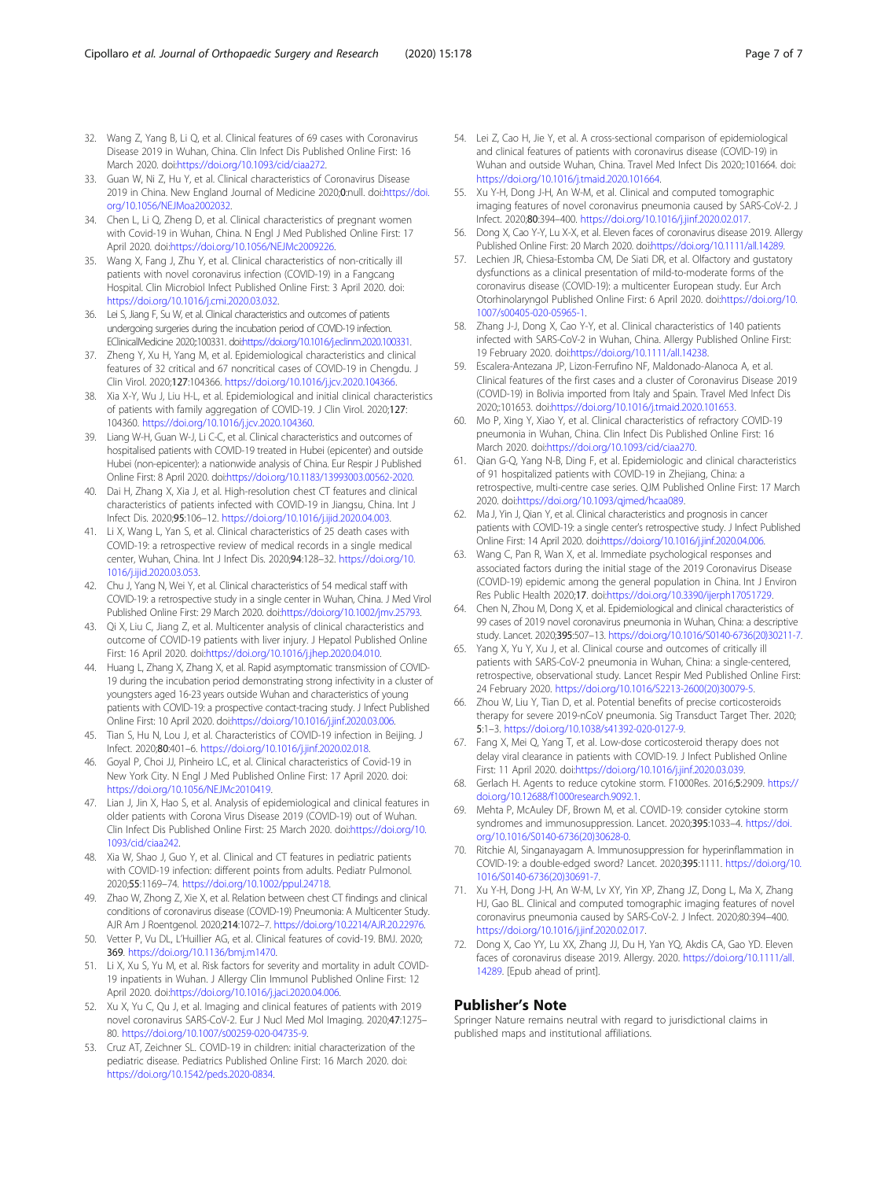32. Wang Z, Yang B, Li Q, et al. Clinical features of 69 cases with Coronavirus Disease 2019 in Wuhan, China. Clin Infect Dis Published Online First: 16 March 2020. doi:https://doi.org/10.1093/cid/ciaa272.
33. Guan W, Ni Z, Hu Y, et al. Clinical characteristics of Coronavirus Disease 2019 in China. New England Journal of Medicine 2020;0:null. doi:https://doi.org/10.1056/NEJMoa2002032.
34. Chen L, Li Q, Zheng D, et al. Clinical characteristics of pregnant women with Covid-19 in Wuhan, China. N Engl J Med Published Online First: 17 April 2020. doi:https://doi.org/10.1056/NEJMc2009226.
35. Wang X, Fang J, Zhu Y, et al. Clinical characteristics of non-critically ill patients with novel coronavirus infection (COVID-19) in a Fangcang Hospital. Clin Microbiol Infect Published Online First: 3 April 2020. doi: https://doi.org/10.1016/j.cmi.2020.03.032.
36. Lei S, Jiang F, Su W, et al. Clinical characteristics and outcomes of patients undergoing surgeries during the incubation period of COVID-19 infection. EClinicalMedicine 2020;100331. doi:https://doi.org/10.1016/j.eclinm.2020.100331.
37. Zheng Y, Xu H, Yang M, et al. Epidemiological characteristics and clinical features of 32 critical and 67 noncritical cases of COVID-19 in Chengdu. J Clin Virol. 2020;127:104366. https://doi.org/10.1016/j.jcv.2020.104366.
38. Xia X-Y, Wu J, Liu H-L, et al. Epidemiological and initial clinical characteristics of patients with family aggregation of COVID-19. J Clin Virol. 2020;127: 104360. https://doi.org/10.1016/j.jcv.2020.104360.
39. Liang W-H, Guan W-J, Li C-C, et al. Clinical characteristics and outcomes of hospitalised patients with COVID-19 treated in Hubei (epicenter) and outside Hubei (non-epicenter): a nationwide analysis of China. Eur Respir J Published Online First: 8 April 2020. doi:https://doi.org/10.1183/13993003.00562-2020.
40. Dai H, Zhang X, Xia J, et al. High-resolution chest CT features and clinical characteristics of patients infected with COVID-19 in Jiangsu, China. Int J Infect Dis. 2020;95:106–12. https://doi.org/10.1016/j.ijid.2020.04.003.
41. Li X, Wang L, Yan S, et al. Clinical characteristics of 25 death cases with COVID-19: a retrospective review of medical records in a single medical center, Wuhan, China. Int J Infect Dis. 2020;94:128–32. https://doi.org/10.1016/j.ijid.2020.03.053.
42. Chu J, Yang N, Wei Y, et al. Clinical characteristics of 54 medical staff with COVID-19: a retrospective study in a single center in Wuhan, China. J Med Virol Published Online First: 29 March 2020. doi:https://doi.org/10.1002/jmv.25793.
43. Qi X, Liu C, Jiang Z, et al. Multicenter analysis of clinical characteristics and outcome of COVID-19 patients with liver injury. J Hepatol Published Online First: 16 April 2020. doi:https://doi.org/10.1016/j.jhep.2020.04.010.
44. Huang L, Zhang X, Zhang X, et al. Rapid asymptomatic transmission of COVID-19 during the incubation period demonstrating strong infectivity in a cluster of youngsters aged 16-23 years outside Wuhan and characteristics of young patients with COVID-19: a prospective contact-tracing study. J Infect Published Online First: 10 April 2020. doi:https://doi.org/10.1016/j.jinf.2020.03.006.
45. Tian S, Hu N, Lou J, et al. Characteristics of COVID-19 infection in Beijing. J Infect. 2020;80:401–6. https://doi.org/10.1016/j.jinf.2020.02.018.
46. Goyal P, Choi JJ, Pinheiro LC, et al. Clinical characteristics of Covid-19 in New York City. N Engl J Med Published Online First: 17 April 2020. doi: https://doi.org/10.1056/NEJMc2010419.
47. Lian J, Jin X, Hao S, et al. Analysis of epidemiological and clinical features in older patients with Corona Virus Disease 2019 (COVID-19) out of Wuhan. Clin Infect Dis Published Online First: 25 March 2020. doi:https://doi.org/10.1093/cid/ciaa242.
48. Xia W, Shao J, Guo Y, et al. Clinical and CT features in pediatric patients with COVID-19 infection: different points from adults. Pediatr Pulmonol. 2020;55:1169–74. https://doi.org/10.1002/ppul.24718.
49. Zhao W, Zhong Z, Xie X, et al. Relation between chest CT findings and clinical conditions of coronavirus disease (COVID-19) Pneumonia: A Multicenter Study. AJR Am J Roentgenol. 2020;214:1072–7. https://doi.org/10.2214/AJR.20.22976.
50. Vetter P, Vu DL, L'Huillier AG, et al. Clinical features of covid-19. BMJ. 2020; 369. https://doi.org/10.1136/bmj.m1470.
51. Li X, Xu S, Yu M, et al. Risk factors for severity and mortality in adult COVID-19 inpatients in Wuhan. J Allergy Clin Immunol Published Online First: 12 April 2020. doi:https://doi.org/10.1016/j.jaci.2020.04.006.
52. Xu X, Yu C, Qu J, et al. Imaging and clinical features of patients with 2019 novel coronavirus SARS-CoV-2. Eur J Nucl Med Mol Imaging. 2020;47:1275–80. https://doi.org/10.1007/s00259-020-04735-9.
53. Cruz AT, Zeichner SL. COVID-19 in children: initial characterization of the pediatric disease. Pediatrics Published Online First: 16 March 2020. doi: https://doi.org/10.1542/peds.2020-0834.
54. Lei Z, Cao H, Jie Y, et al. A cross-sectional comparison of epidemiological and clinical features of patients with coronavirus disease (COVID-19) in Wuhan and outside Wuhan, China. Travel Med Infect Dis 2020;:101664. doi: https://doi.org/10.1016/j.tmaid.2020.101664.
55. Xu Y-H, Dong J-H, An W-M, et al. Clinical and computed tomographic imaging features of novel coronavirus pneumonia caused by SARS-CoV-2. J Infect. 2020;80:394–400. https://doi.org/10.1016/j.jinf.2020.02.017.
56. Dong X, Cao Y-Y, Lu X-X, et al. Eleven faces of coronavirus disease 2019. Allergy Published Online First: 20 March 2020. doi:https://doi.org/10.1111/all.14289.
57. Lechien JR, Chiesa-Estomba CM, De Siati DR, et al. Olfactory and gustatory dysfunctions as a clinical presentation of mild-to-moderate forms of the coronavirus disease (COVID-19): a multicenter European study. Eur Arch Otorhinolaryngol Published Online First: 6 April 2020. doi:https://doi.org/10.1007/s00405-020-05965-1.
58. Zhang J-J, Dong X, Cao Y-Y, et al. Clinical characteristics of 140 patients infected with SARS-CoV-2 in Wuhan, China. Allergy Published Online First: 19 February 2020. doi:https://doi.org/10.1111/all.14238.
59. Escalera-Antezana JP, Lizon-Ferrufino NF, Maldonado-Alanoca A, et al. Clinical features of the first cases and a cluster of Coronavirus Disease 2019 (COVID-19) in Bolivia imported from Italy and Spain. Travel Med Infect Dis 2020;:101653. doi:https://doi.org/10.1016/j.tmaid.2020.101653.
60. Mo P, Xing Y, Xiao Y, et al. Clinical characteristics of refractory COVID-19 pneumonia in Wuhan, China. Clin Infect Dis Published Online First: 16 March 2020. doi:https://doi.org/10.1093/cid/ciaa270.
61. Qian G-Q, Yang N-B, Ding F, et al. Epidemiologic and clinical characteristics of 91 hospitalized patients with COVID-19 in Zhejiang, China: a retrospective, multi-centre case series. QJM Published Online First: 17 March 2020. doi:https://doi.org/10.1093/qjmed/hcaa089.
62. Ma J, Yin J, Qian Y, et al. Clinical characteristics and prognosis in cancer patients with COVID-19: a single center's retrospective study. J Infect Published Online First: 14 April 2020. doi:https://doi.org/10.1016/j.jinf.2020.04.006.
63. Wang C, Pan R, Wan X, et al. Immediate psychological responses and associated factors during the initial stage of the 2019 Coronavirus Disease (COVID-19) epidemic among the general population in China. Int J Environ Res Public Health 2020;17. doi:https://doi.org/10.3390/ijerph17051729.
64. Chen N, Zhou M, Dong X, et al. Epidemiological and clinical characteristics of 99 cases of 2019 novel coronavirus pneumonia in Wuhan, China: a descriptive study. Lancet. 2020;395:507–13. https://doi.org/10.1016/S0140-6736(20)30211-7.
65. Yang X, Yu Y, Xu J, et al. Clinical course and outcomes of critically ill patients with SARS-CoV-2 pneumonia in Wuhan, China: a single-centered, retrospective, observational study. Lancet Respir Med Published Online First: 24 February 2020. https://doi.org/10.1016/S2213-2600(20)30079-5.
66. Zhou W, Liu Y, Tian D, et al. Potential benefits of precise corticosteroids therapy for severe 2019-nCoV pneumonia. Sig Transduct Target Ther. 2020; 5:1–3. https://doi.org/10.1038/s41392-020-0127-9.
67. Fang X, Mei Q, Yang T, et al. Low-dose corticosteroid therapy does not delay viral clearance in patients with COVID-19. J Infect Published Online First: 11 April 2020. doi:https://doi.org/10.1016/j.jinf.2020.03.039.
68. Gerlach H. Agents to reduce cytokine storm. F1000Res. 2016;5:2909. https://doi.org/10.12688/f1000research.9092.1.
69. Mehta P, McAuley DF, Brown M, et al. COVID-19: consider cytokine storm syndromes and immunosuppression. Lancet. 2020;395:1033–4. https://doi.org/10.1016/S0140-6736(20)30628-0.
70. Ritchie AI, Singanayagam A. Immunosuppression for hyperinflammation in COVID-19: a double-edged sword? Lancet. 2020;395:1111. https://doi.org/10.1016/S0140-6736(20)30691-7.
71. Xu Y-H, Dong J-H, An W-M, Lv XY, Yin XP, Zhang JZ, Dong L, Ma X, Zhang HJ, Gao BL. Clinical and computed tomographic imaging features of novel coronavirus pneumonia caused by SARS-CoV-2. J Infect. 2020;80:394–400. https://doi.org/10.1016/j.jinf.2020.02.017.
72. Dong X, Cao YY, Lu XX, Zhang JJ, Du H, Yan YQ, Akdis CA, Gao YD. Eleven faces of coronavirus disease 2019. Allergy. 2020. https://doi.org/10.1111/all.14289. [Epub ahead of print].

## Publisher's Note

Springer Nature remains neutral with regard to jurisdictional claims in published maps and institutional affiliations.